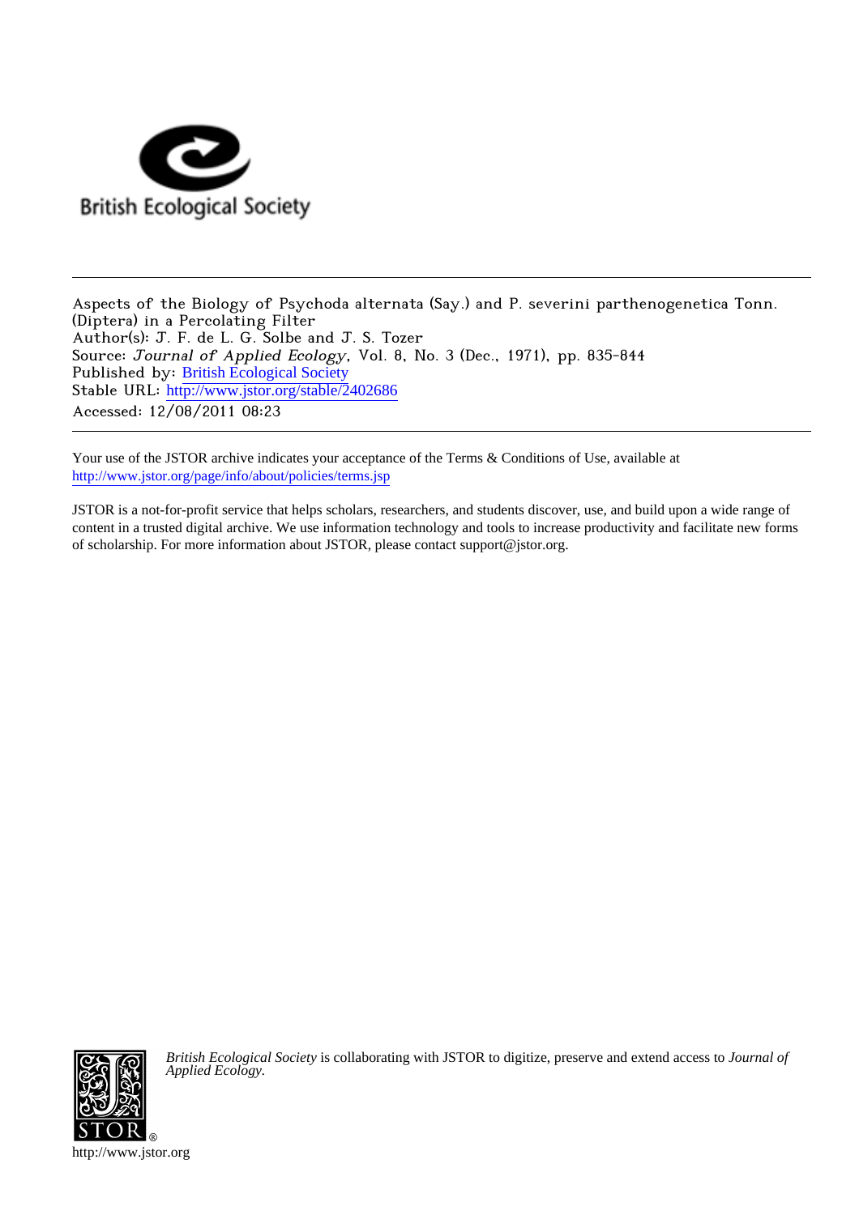British Ecological Society

---

Aspects of the Biology of Psychoda alternata (Say.) and P. severini parthenogenetica Tonn. (Diptera) in a Percolating Filter

Author(s): J. F. de L. G. Solbe and J. S. Tozer

Source: *Journal of Applied Ecology*, Vol. 8, No. 3 (Dec., 1971), pp. 835-844

Published by: British Ecological Society

Stable URL: http://www.jstor.org/stable/2402686

Accessed: 12/08/2011 08:23

---

Your use of the JSTOR archive indicates your acceptance of the Terms & Conditions of Use, available at http://www.jstor.org/page/info/about/policies/terms.jsp

JSTOR is a not-for-profit service that helps scholars, researchers, and students discover, use, and build upon a wide range of content in a trusted digital archive. We use information technology and tools to increase productivity and facilitate new forms of scholarship. For more information about JSTOR, please contact support@jstor.org.

*British Ecological Society* is collaborating with JSTOR to digitize, preserve and extend access to *Journal of Applied Ecology*.

http://www.jstor.org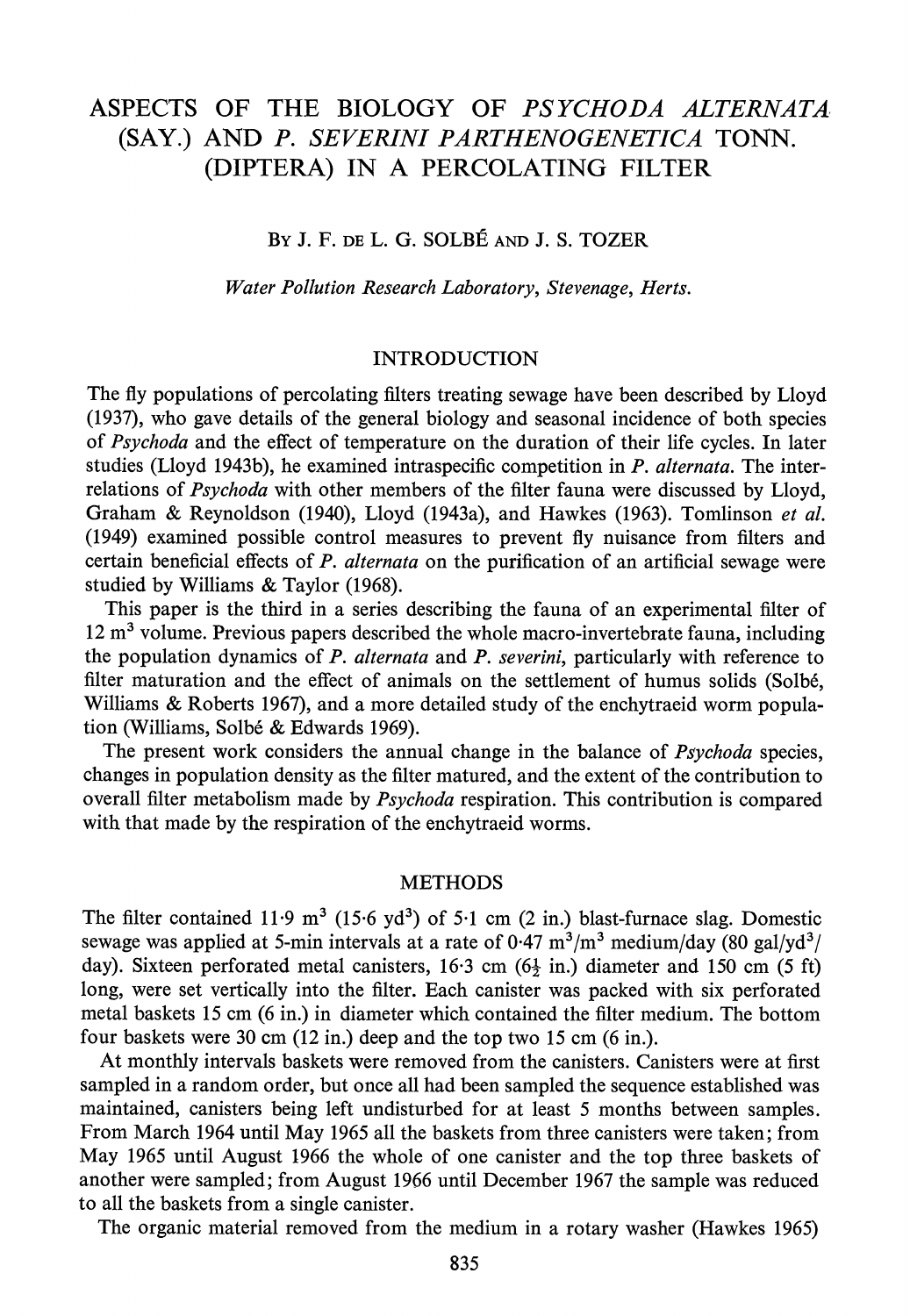# ASPECTS OF THE BIOLOGY OF *PSYCHODA ALTERNATA* (SAY.) AND *P. SEVERINI PARTHENOGENETICA* TONN. (DIPTERA) IN A PERCOLATING FILTER

By J. F. de L. G. Solbé and J. S. Tozer

*Water Pollution Research Laboratory, Stevenage, Herts.*

## INTRODUCTION

The fly populations of percolating filters treating sewage have been described by Lloyd (1937), who gave details of the general biology and seasonal incidence of both species of *Psychoda* and the effect of temperature on the duration of their life cycles. In later studies (Lloyd 1943b), he examined intraspecific competition in *P. alternata*. The interrelations of *Psychoda* with other members of the filter fauna were discussed by Lloyd, Graham & Reynoldson (1940), Lloyd (1943a), and Hawkes (1963). Tomlinson *et al.* (1949) examined possible control measures to prevent fly nuisance from filters and certain beneficial effects of *P. alternata* on the purification of an artificial sewage were studied by Williams & Taylor (1968).

This paper is the third in a series describing the fauna of an experimental filter of 12 m$^3$ volume. Previous papers described the whole macro-invertebrate fauna, including the population dynamics of *P. alternata* and *P. severini*, particularly with reference to filter maturation and the effect of animals on the settlement of humus solids (Solbé, Williams & Roberts 1967), and a more detailed study of the enchytraeid worm population (Williams, Solbé & Edwards 1969).

The present work considers the annual change in the balance of *Psychoda* species, changes in population density as the filter matured, and the extent of the contribution to overall filter metabolism made by *Psychoda* respiration. This contribution is compared with that made by the respiration of the enchytraeid worms.

## METHODS

The filter contained 11·9 m$^3$ (15·6 yd$^3$) of 5·1 cm (2 in.) blast-furnace slag. Domestic sewage was applied at 5-min intervals at a rate of 0·47 m$^3$/m$^3$ medium/day (80 gal/yd$^3$/day). Sixteen perforated metal canisters, 16·3 cm (6½ in.) diameter and 150 cm (5 ft) long, were set vertically into the filter. Each canister was packed with six perforated metal baskets 15 cm (6 in.) in diameter which contained the filter medium. The bottom four baskets were 30 cm (12 in.) deep and the top two 15 cm (6 in.).

At monthly intervals baskets were removed from the canisters. Canisters were at first sampled in a random order, but once all had been sampled the sequence established was maintained, canisters being left undisturbed for at least 5 months between samples. From March 1964 until May 1965 all the baskets from three canisters were taken; from May 1965 until August 1966 the whole of one canister and the top three baskets of another were sampled; from August 1966 until December 1967 the sample was reduced to all the baskets from a single canister.

The organic material removed from the medium in a rotary washer (Hawkes 1965)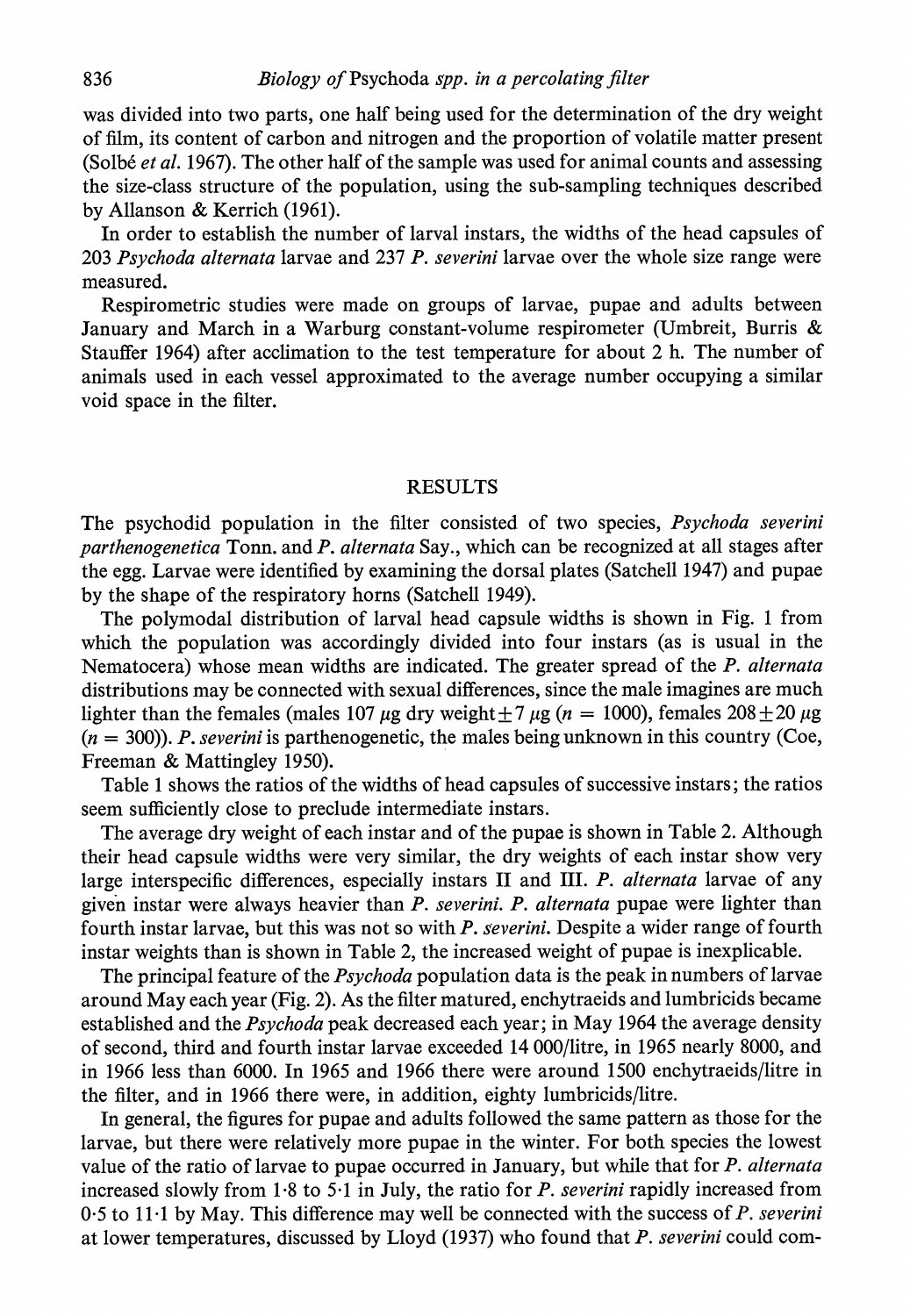was divided into two parts, one half being used for the determination of the dry weight of film, its content of carbon and nitrogen and the proportion of volatile matter present (Solbé *et al.* 1967). The other half of the sample was used for animal counts and assessing the size-class structure of the population, using the sub-sampling techniques described by Allanson & Kerrich (1961).

In order to establish the number of larval instars, the widths of the head capsules of 203 *Psychoda alternata* larvae and 237 *P. severini* larvae over the whole size range were measured.

Respirometric studies were made on groups of larvae, pupae and adults between January and March in a Warburg constant-volume respirometer (Umbreit, Burris & Stauffer 1964) after acclimation to the test temperature for about 2 h. The number of animals used in each vessel approximated to the average number occupying a similar void space in the filter.

## RESULTS

The psychodid population in the filter consisted of two species, *Psychoda severini parthenogenetica* Tonn. and *P. alternata* Say., which can be recognized at all stages after the egg. Larvae were identified by examining the dorsal plates (Satchell 1947) and pupae by the shape of the respiratory horns (Satchell 1949).

The polymodal distribution of larval head capsule widths is shown in Fig. 1 from which the population was accordingly divided into four instars (as is usual in the Nematocera) whose mean widths are indicated. The greater spread of the *P. alternata* distributions may be connected with sexual differences, since the male imagines are much lighter than the females (males 107 μg dry weight ± 7 μg ($n = 1000$), females 208 ± 20 μg ($n = 300$)). *P. severini* is parthenogenetic, the males being unknown in this country (Coe, Freeman & Mattingley 1950).

Table 1 shows the ratios of the widths of head capsules of successive instars; the ratios seem sufficiently close to preclude intermediate instars.

The average dry weight of each instar and of the pupae is shown in Table 2. Although their head capsule widths were very similar, the dry weights of each instar show very large interspecific differences, especially instars II and III. *P. alternata* larvae of any given instar were always heavier than *P. severini*. *P. alternata* pupae were lighter than fourth instar larvae, but this was not so with *P. severini*. Despite a wider range of fourth instar weights than is shown in Table 2, the increased weight of pupae is inexplicable.

The principal feature of the *Psychoda* population data is the peak in numbers of larvae around May each year (Fig. 2). As the filter matured, enchytraeids and lumbricids became established and the *Psychoda* peak decreased each year; in May 1964 the average density of second, third and fourth instar larvae exceeded 14 000/litre, in 1965 nearly 8000, and in 1966 less than 6000. In 1965 and 1966 there were around 1500 enchytraeids/litre in the filter, and in 1966 there were, in addition, eighty lumbricids/litre.

In general, the figures for pupae and adults followed the same pattern as those for the larvae, but there were relatively more pupae in the winter. For both species the lowest value of the ratio of larvae to pupae occurred in January, but while that for *P. alternata* increased slowly from 1·8 to 5·1 in July, the ratio for *P. severini* rapidly increased from 0·5 to 11·1 by May. This difference may well be connected with the success of *P. severini* at lower temperatures, discussed by Lloyd (1937) who found that *P. severini* could com-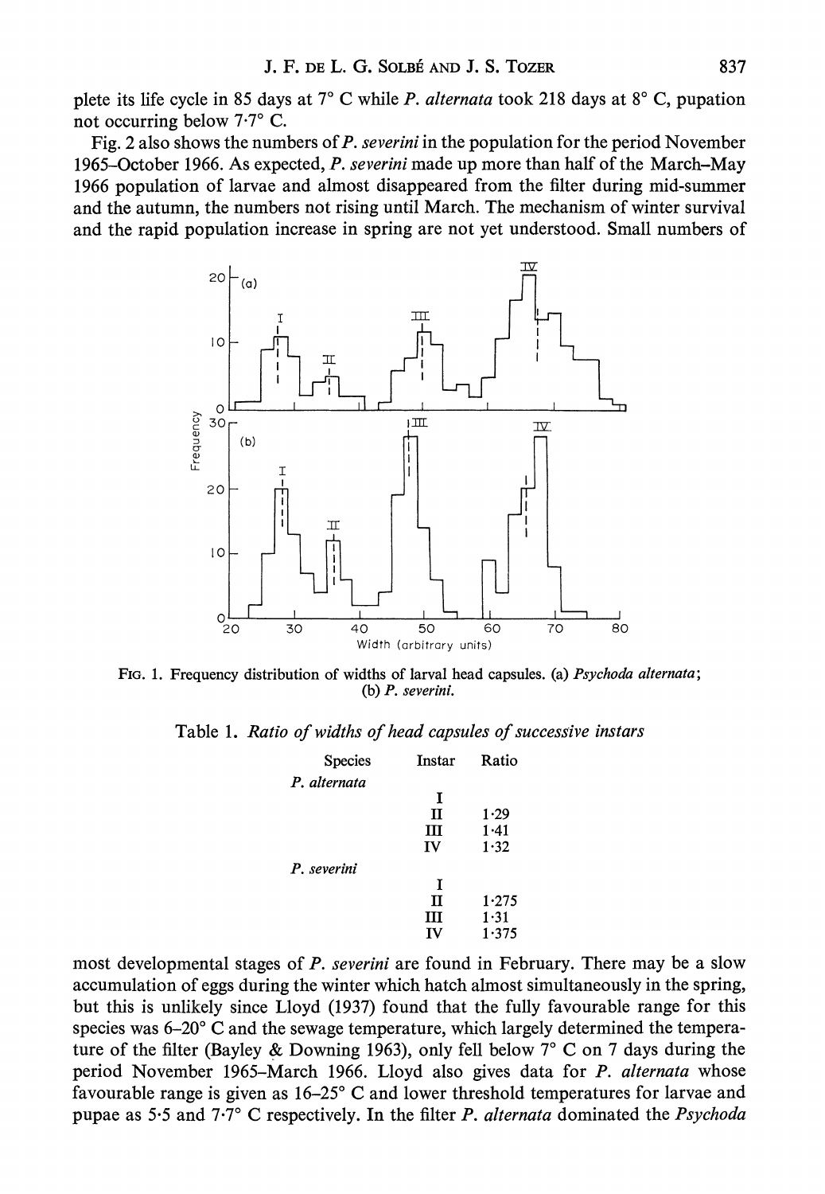plete its life cycle in 85 days at 7° C while *P. alternata* took 218 days at 8° C, pupation not occurring below 7·7° C.

Fig. 2 also shows the numbers of *P. severini* in the population for the period November 1965–October 1966. As expected, *P. severini* made up more than half of the March–May 1966 population of larvae and almost disappeared from the filter during mid-summer and the autumn, the numbers not rising until March. The mechanism of winter survival and the rapid population increase in spring are not yet understood. Small numbers of most developmental stages of *P. severini* are found in February. There may be a slow accumulation of eggs during the winter which hatch almost simultaneously in the spring, but this is unlikely since Lloyd (1937) found that the fully favourable range for this species was 6–20° C and the sewage temperature, which largely determined the temperature of the filter (Bayley & Downing 1963), only fell below 7° C on 7 days during the period November 1965–March 1966. Lloyd also gives data for *P. alternata* whose favourable range is given as 16–25° C and lower threshold temperatures for larvae and pupae as 5·5 and 7·7° C respectively. In the filter *P. alternata* dominated the *Psychoda*

FIG. 1. Frequency distribution of widths of larval head capsules. (a) *Psychoda alternata*; (b) *P. severini*.

Table 1. *Ratio of widths of head capsules of successive instars*

| Species | Instar | Ratio |
|---|---|---|
| *P. alternata* | | |
| | I | |
| | II | 1·29 |
| | III | 1·41 |
| | IV | 1·32 |
| *P. severini* | | |
| | I | |
| | II | 1·275 |
| | III | 1·31 |
| | IV | 1·375 |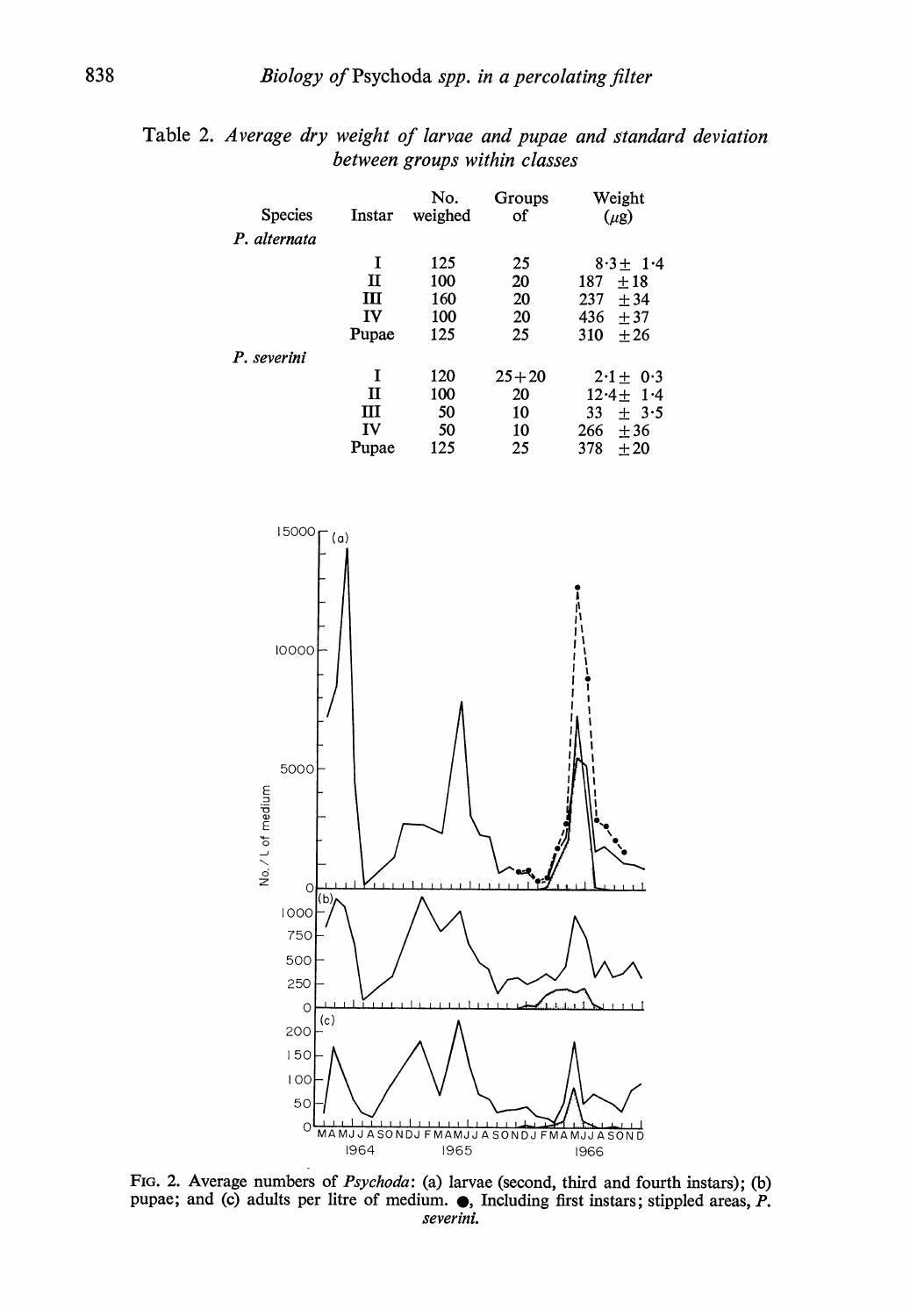Table 2. *Average dry weight of larvae and pupae and standard deviation between groups within classes*

| Species | Instar | No. weighed | Groups of | Weight (μg) |
|---|---|---|---|---|
| *P. alternata* | | | | |
| | I | 125 | 25 | 8·3 ± 1·4 |
| | II | 100 | 20 | 187 ± 18 |
| | III | 160 | 20 | 237 ± 34 |
| | IV | 100 | 20 | 436 ± 37 |
| | Pupae | 125 | 25 | 310 ± 26 |
| *P. severini* | | | | |
| | I | 120 | 25+20 | 2·1 ± 0·3 |
| | II | 100 | 20 | 12·4 ± 1·4 |
| | III | 50 | 10 | 33 ± 3·5 |
| | IV | 50 | 10 | 266 ± 36 |
| | Pupae | 125 | 25 | 378 ± 20 |

FIG. 2. Average numbers of *Psychoda*: (a) larvae (second, third and fourth instars); (b) pupae; and (c) adults per litre of medium. ●, Including first instars; stippled areas, *P. severini*.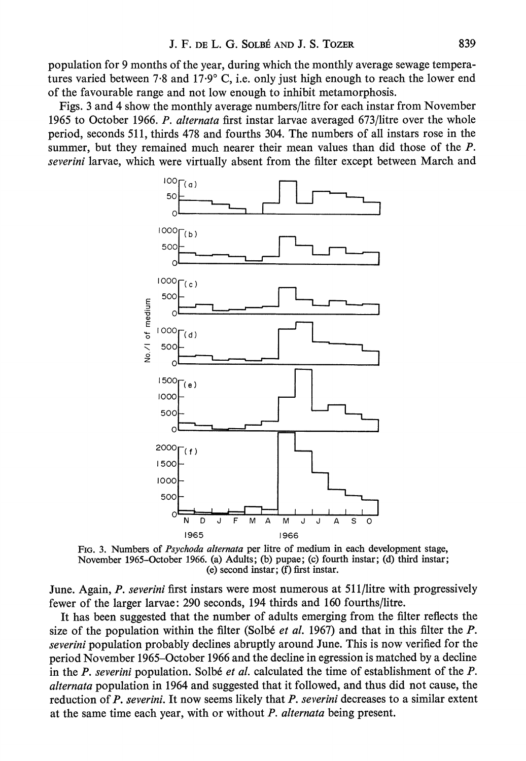population for 9 months of the year, during which the monthly average sewage temperatures varied between 7·8 and 17·9° C, i.e. only just high enough to reach the lower end of the favourable range and not low enough to inhibit metamorphosis.

Figs. 3 and 4 show the monthly average numbers/litre for each instar from November 1965 to October 1966. *P. alternata* first instar larvae averaged 673/litre over the whole period, seconds 511, thirds 478 and fourths 304. The numbers of all instars rose in the summer, but they remained much nearer their mean values than did those of the *P. severini* larvae, which were virtually absent from the filter except between March and June. Again, *P. severini* first instars were most numerous at 511/litre with progressively fewer of the larger larvae: 290 seconds, 194 thirds and 160 fourths/litre.

FIG. 3. Numbers of *Psychoda alternata* per litre of medium in each development stage, November 1965–October 1966. (a) Adults; (b) pupae; (c) fourth instar; (d) third instar; (e) second instar; (f) first instar.

It has been suggested that the number of adults emerging from the filter reflects the size of the population within the filter (Solbé *et al.* 1967) and that in this filter the *P. severini* population probably declines abruptly around June. This is now verified for the period November 1965–October 1966 and the decline in egression is matched by a decline in the *P. severini* population. Solbé *et al.* calculated the time of establishment of the *P. alternata* population in 1964 and suggested that it followed, and thus did not cause, the reduction of *P. severini*. It now seems likely that *P. severini* decreases to a similar extent at the same time each year, with or without *P. alternata* being present.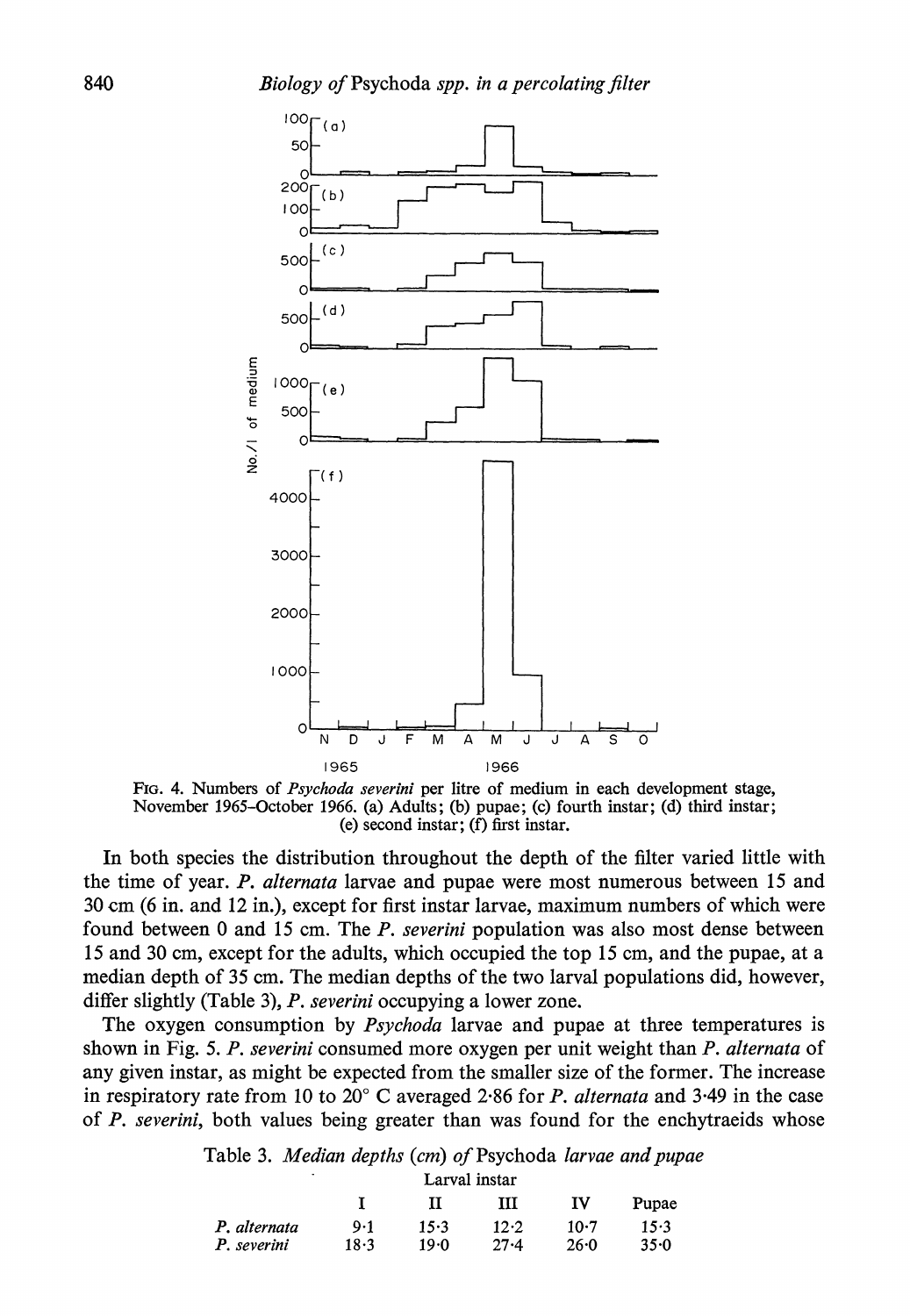FIG. 4. Numbers of *Psychoda severini* per litre of medium in each development stage, November 1965–October 1966. (a) Adults; (b) pupae; (c) fourth instar; (d) third instar; (e) second instar; (f) first instar.

In both species the distribution throughout the depth of the filter varied little with the time of year. *P. alternata* larvae and pupae were most numerous between 15 and 30 cm (6 in. and 12 in.), except for first instar larvae, maximum numbers of which were found between 0 and 15 cm. The *P. severini* population was also most dense between 15 and 30 cm, except for the adults, which occupied the top 15 cm, and the pupae, at a median depth of 35 cm. The median depths of the two larval populations did, however, differ slightly (Table 3), *P. severini* occupying a lower zone.

The oxygen consumption by *Psychoda* larvae and pupae at three temperatures is shown in Fig. 5. *P. severini* consumed more oxygen per unit weight than *P. alternata* of any given instar, as might be expected from the smaller size of the former. The increase in respiratory rate from 10 to 20° C averaged 2·86 for *P. alternata* and 3·49 in the case of *P. severini*, both values being greater than was found for the enchytraeids whose

Table 3. *Median depths (cm) of* Psychoda *larvae and pupae*

| | Larval instar | | | | |
|---|---|---|---|---|---|
| | I | II | III | IV | Pupae |
| *P. alternata* | 9·1 | 15·3 | 12·2 | 10·7 | 15·3 |
| *P. severini* | 18·3 | 19·0 | 27·4 | 26·0 | 35·0 |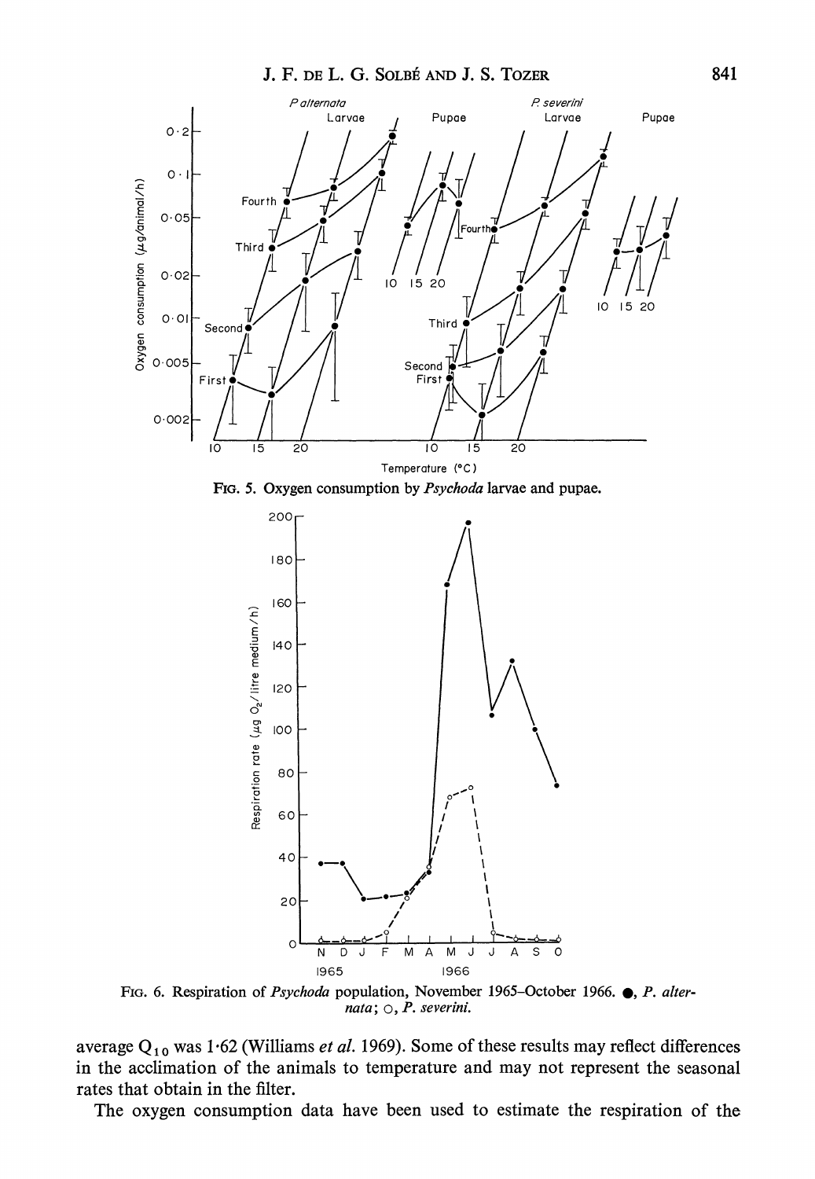FIG. 5. Oxygen consumption by *Psychoda* larvae and pupae.

FIG. 6. Respiration of *Psychoda* population, November 1965–October 1966. ●, *P. alternata*; ○, *P. severini*.

average $Q_{10}$ was 1·62 (Williams *et al.* 1969). Some of these results may reflect differences in the acclimation of the animals to temperature and may not represent the seasonal rates that obtain in the filter.

The oxygen consumption data have been used to estimate the respiration of the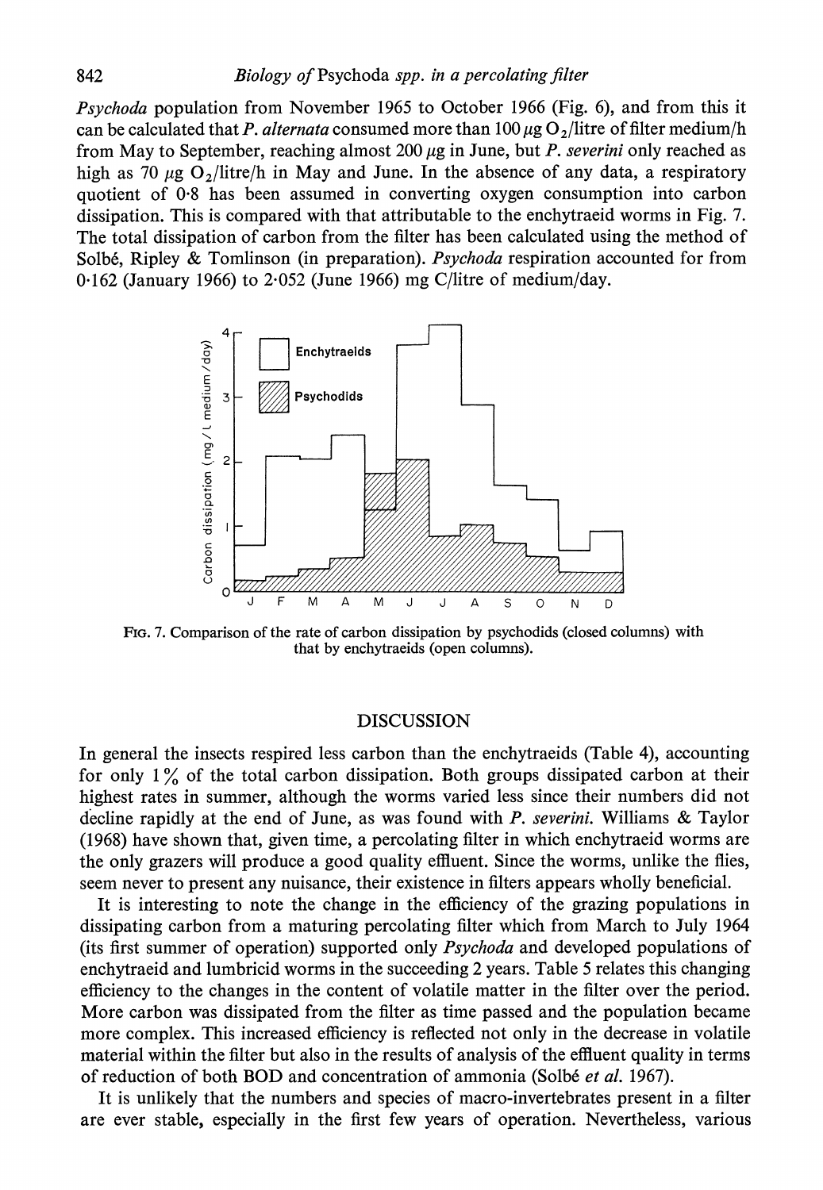*Psychoda* population from November 1965 to October 1966 (Fig. 6), and from this it can be calculated that *P. alternata* consumed more than 100 μg $O_2$/litre of filter medium/h from May to September, reaching almost 200 μg in June, but *P. severini* only reached as high as 70 μg $O_2$/litre/h in May and June. In the absence of any data, a respiratory quotient of 0·8 has been assumed in converting oxygen consumption into carbon dissipation. This is compared with that attributable to the enchytraeid worms in Fig. 7. The total dissipation of carbon from the filter has been calculated using the method of Solbé, Ripley & Tomlinson (in preparation). *Psychoda* respiration accounted for from 0·162 (January 1966) to 2·052 (June 1966) mg C/litre of medium/day.

FIG. 7. Comparison of the rate of carbon dissipation by psychodids (closed columns) with that by enchytraeids (open columns).

## DISCUSSION

In general the insects respired less carbon than the enchytraeids (Table 4), accounting for only 1% of the total carbon dissipation. Both groups dissipated carbon at their highest rates in summer, although the worms varied less since their numbers did not decline rapidly at the end of June, as was found with *P. severini*. Williams & Taylor (1968) have shown that, given time, a percolating filter in which enchytraeid worms are the only grazers will produce a good quality effluent. Since the worms, unlike the flies, seem never to present any nuisance, their existence in filters appears wholly beneficial.

It is interesting to note the change in the efficiency of the grazing populations in dissipating carbon from a maturing percolating filter which from March to July 1964 (its first summer of operation) supported only *Psychoda* and developed populations of enchytraeid and lumbricid worms in the succeeding 2 years. Table 5 relates this changing efficiency to the changes in the content of volatile matter in the filter over the period. More carbon was dissipated from the filter as time passed and the population became more complex. This increased efficiency is reflected not only in the decrease in volatile material within the filter but also in the results of analysis of the effluent quality in terms of reduction of both BOD and concentration of ammonia (Solbé *et al.* 1967).

It is unlikely that the numbers and species of macro-invertebrates present in a filter are ever stable, especially in the first few years of operation. Nevertheless, various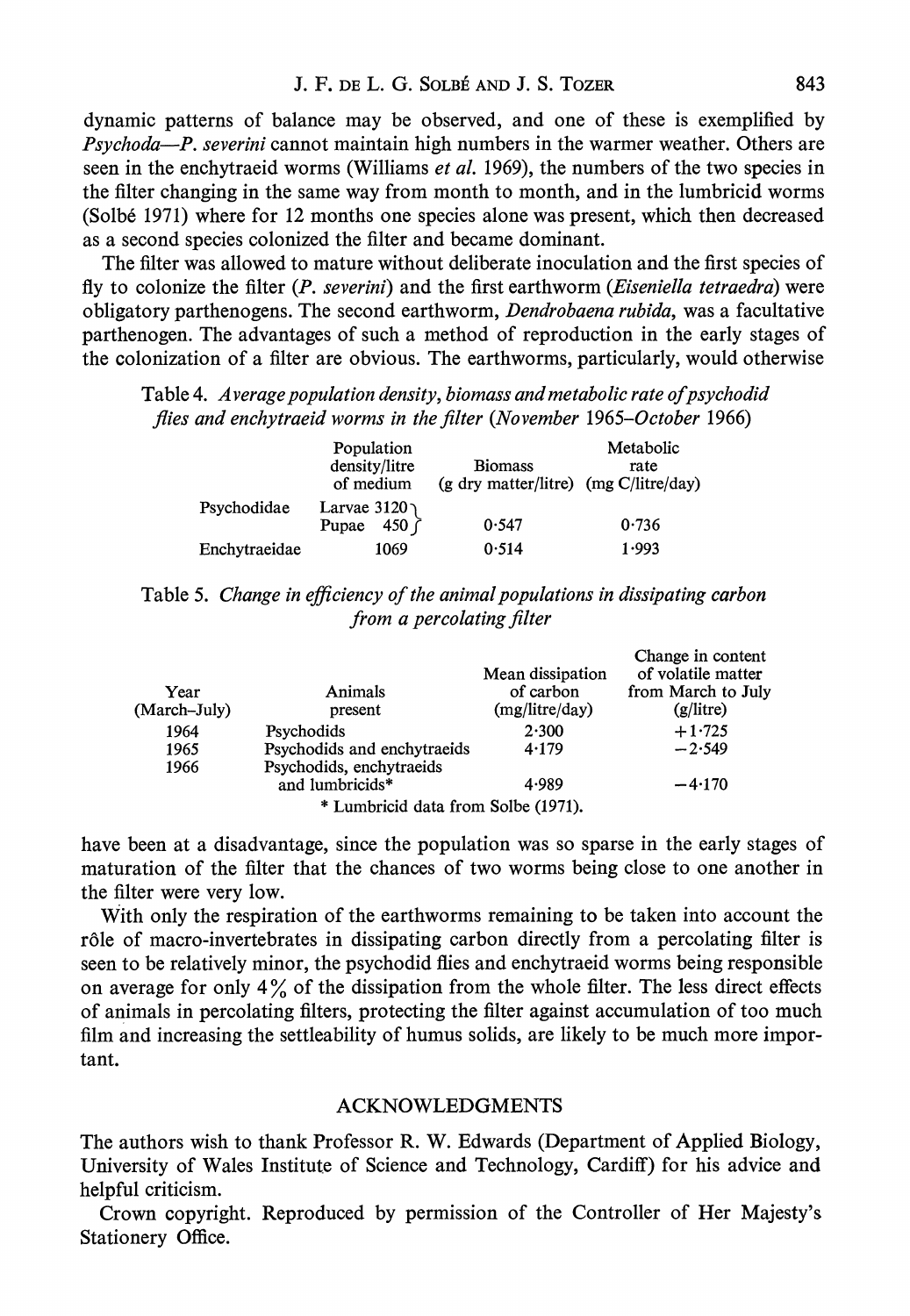dynamic patterns of balance may be observed, and one of these is exemplified by *Psychoda*—*P. severini* cannot maintain high numbers in the warmer weather. Others are seen in the enchytraeid worms (Williams *et al.* 1969), the numbers of the two species in the filter changing in the same way from month to month, and in the lumbricid worms (Solbé 1971) where for 12 months one species alone was present, which then decreased as a second species colonized the filter and became dominant.

The filter was allowed to mature without deliberate inoculation and the first species of fly to colonize the filter (*P. severini*) and the first earthworm (*Eiseniella tetraedra*) were obligatory parthenogens. The second earthworm, *Dendrobaena rubida*, was a facultative parthenogen. The advantages of such a method of reproduction in the early stages of the colonization of a filter are obvious. The earthworms, particularly, would otherwise have been at a disadvantage, since the population was so sparse in the early stages of maturation of the filter that the chances of two worms being close to one another in the filter were very low.

Table 4. *Average population density, biomass and metabolic rate of psychodid flies and enchytraeid worms in the filter (November 1965–October 1966)*

| | Population density/litre of medium | Biomass (g dry matter/litre) | Metabolic rate (mg C/litre/day) |
|---|---|---|---|
| Psychodidae | Larvae 3120, Pupae 450 | 0·547 | 0·736 |
| Enchytraeidae | 1069 | 0·514 | 1·993 |

Table 5. *Change in efficiency of the animal populations in dissipating carbon from a percolating filter*

| Year (March–July) | Animals present | Mean dissipation of carbon (mg/litre/day) | Change in content of volatile matter from March to July (g/litre) |
|---|---|---|---|
| 1964 | Psychodids | 2·300 | +1·725 |
| 1965 | Psychodids and enchytraeids | 4·179 | −2·549 |
| 1966 | Psychodids, enchytraeids and lumbricids* | 4·989 | −4·170 |

\* Lumbricid data from Solbe (1971).

With only the respiration of the earthworms remaining to be taken into account the rôle of macro-invertebrates in dissipating carbon directly from a percolating filter is seen to be relatively minor, the psychodid flies and enchytraeid worms being responsible on average for only 4% of the dissipation from the whole filter. The less direct effects of animals in percolating filters, protecting the filter against accumulation of too much film and increasing the settleability of humus solids, are likely to be much more important.

## ACKNOWLEDGMENTS

The authors wish to thank Professor R. W. Edwards (Department of Applied Biology, University of Wales Institute of Science and Technology, Cardiff) for his advice and helpful criticism.

Crown copyright. Reproduced by permission of the Controller of Her Majesty's Stationery Office.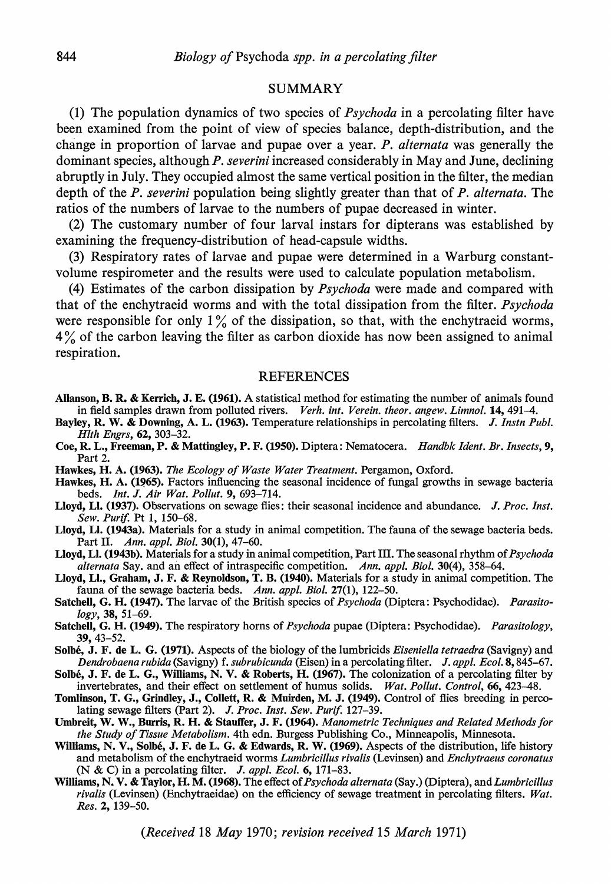## SUMMARY

(1) The population dynamics of two species of *Psychoda* in a percolating filter have been examined from the point of view of species balance, depth-distribution, and the change in proportion of larvae and pupae over a year. *P. alternata* was generally the dominant species, although *P. severini* increased considerably in May and June, declining abruptly in July. They occupied almost the same vertical position in the filter, the median depth of the *P. severini* population being slightly greater than that of *P. alternata*. The ratios of the numbers of larvae to the numbers of pupae decreased in winter.

(2) The customary number of four larval instars for dipterans was established by examining the frequency-distribution of head-capsule widths.

(3) Respiratory rates of larvae and pupae were determined in a Warburg constant-volume respirometer and the results were used to calculate population metabolism.

(4) Estimates of the carbon dissipation by *Psychoda* were made and compared with that of the enchytraeid worms and with the total dissipation from the filter. *Psychoda* were responsible for only 1% of the dissipation, so that, with the enchytraeid worms, 4% of the carbon leaving the filter as carbon dioxide has now been assigned to animal respiration.

## REFERENCES

**Allanson, B. R. & Kerrich, J. E. (1961).** A statistical method for estimating the number of animals found in field samples drawn from polluted rivers. *Verh. int. Verein. theor. angew. Limnol.* **14,** 491–4.

**Bayley, R. W. & Downing, A. L. (1963).** Temperature relationships in percolating filters. *J. Instn Publ. Hlth Engrs,* **62,** 303–32.

**Coe, R. L., Freeman, P. & Mattingley, P. F. (1950).** Diptera: Nematocera. *Handbk Ident. Br. Insects,* **9,** Part 2.

**Hawkes, H. A. (1963).** *The Ecology of Waste Water Treatment.* Pergamon, Oxford.

**Hawkes, H. A. (1965).** Factors influencing the seasonal incidence of fungal growths in sewage bacteria beds. *Int. J. Air Wat. Pollut.* **9,** 693–714.

**Lloyd, Ll. (1937).** Observations on sewage flies: their seasonal incidence and abundance. *J. Proc. Inst. Sew. Purif.* Pt 1, 150–68.

**Lloyd, Ll. (1943a).** Materials for a study in animal competition. The fauna of the sewage bacteria beds. Part II. *Ann. appl. Biol.* **30**(1), 47–60.

**Lloyd, Ll. (1943b).** Materials for a study in animal competition, Part III. The seasonal rhythm of *Psychoda alternata* Say. and an effect of intraspecific competition. *Ann. appl. Biol.* **30**(4), 358–64.

**Lloyd, Ll., Graham, J. F. & Reynoldson, T. B. (1940).** Materials for a study in animal competition. The fauna of the sewage bacteria beds. *Ann. appl. Biol.* **27**(1), 122–50.

**Satchell, G. H. (1947).** The larvae of the British species of *Psychoda* (Diptera: Psychodidae). *Parasitology,* **38,** 51–69.

**Satchell, G. H. (1949).** The respiratory horns of *Psychoda* pupae (Diptera: Psychodidae). *Parasitology,* **39,** 43–52.

**Solbé, J. F. de L. G. (1971).** Aspects of the biology of the lumbricids *Eiseniella tetraedra* (Savigny) and *Dendrobaena rubida* (Savigny) f. *subrubicunda* (Eisen) in a percolating filter. *J. appl. Ecol.* **8,** 845–67.

**Solbé, J. F. de L. G., Williams, N. V. & Roberts, H. (1967).** The colonization of a percolating filter by invertebrates, and their effect on settlement of humus solids. *Wat. Pollut. Control,* **66,** 423–48.

**Tomlinson, T. G., Grindley, J., Collett, R. & Muirden, M. J. (1949).** Control of flies breeding in percolating sewage filters (Part 2). *J. Proc. Inst. Sew. Purif.* 127–39.

**Umbreit, W. W., Burris, R. H. & Stauffer, J. F. (1964).** *Manometric Techniques and Related Methods for the Study of Tissue Metabolism.* 4th edn. Burgess Publishing Co., Minneapolis, Minnesota.

**Williams, N. V., Solbé, J. F. de L. G. & Edwards, R. W. (1969).** Aspects of the distribution, life history and metabolism of the enchytraeid worms *Lumbricillus rivalis* (Levinsen) and *Enchytraeus coronatus* (N & C) in a percolating filter. *J. appl. Ecol.* **6,** 171–83.

**Williams, N. V. & Taylor, H. M. (1968).** The effect of *Psychoda alternata* (Say.) (Diptera), and *Lumbricillus rivalis* (Levinsen) (Enchytraeidae) on the efficiency of sewage treatment in percolating filters. *Wat. Res.* **2,** 139–50.

(*Received* 18 *May* 1970; *revision received* 15 *March* 1971)